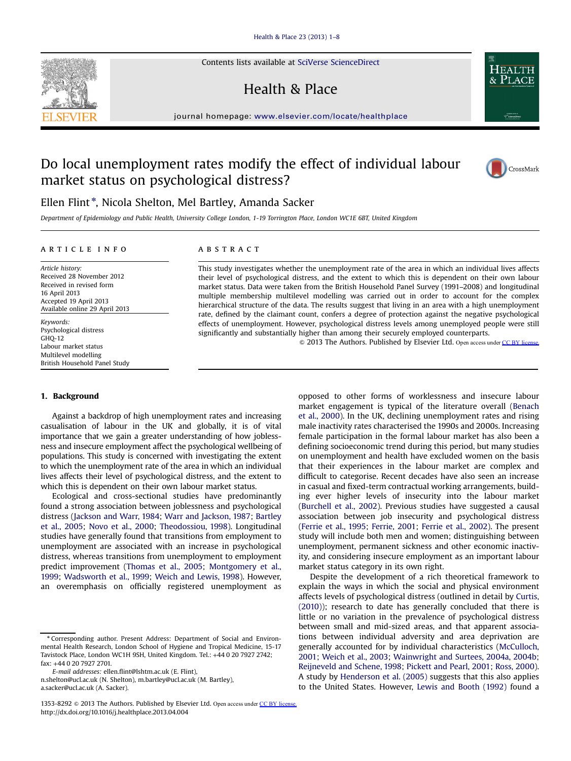# Do local unemployment rates modify the effect of individual labour market status on psychological distress?

Ellen Flint *, Nicola Shelton, Mel Bartley, Amanda Sacker

*Department of Epidemiology and Public Health, University College London, 1-19 Torrington Place, London WC1E 6BT, United Kingdom*

## ARTICLE INFO

*Article history:*
Received 28 November 2012
Received in revised form
16 April 2013
Accepted 19 April 2013
Available online 29 April 2013

*Keywords:*
Psychological distress
GHQ-12
Labour market status
Multilevel modelling
British Household Panel Study

## ABSTRACT

This study investigates whether the unemployment rate of the area in which an individual lives affects their level of psychological distress, and the extent to which this is dependent on their own labour market status. Data were taken from the British Household Panel Survey (1991–2008) and longitudinal multiple membership multilevel modelling was carried out in order to account for the complex hierarchical structure of the data. The results suggest that living in an area with a high unemployment rate, defined by the claimant count, confers a degree of protection against the negative psychological effects of unemployment. However, psychological distress levels among unemployed people were still significantly and substantially higher than among their securely employed counterparts.

© 2013 The Authors. Published by Elsevier Ltd. Open access under CC BY license.

## 1. Background

Against a backdrop of high unemployment rates and increasing casualisation of labour in the UK and globally, it is of vital importance that we gain a greater understanding of how joblessness and insecure employment affect the psychological wellbeing of populations. This study is concerned with investigating the extent to which the unemployment rate of the area in which an individual lives affects their level of psychological distress, and the extent to which this is dependent on their own labour market status.

Ecological and cross-sectional studies have predominantly found a strong association between joblessness and psychological distress (Jackson and Warr, 1984; Warr and Jackson, 1987; Bartley et al., 2005; Novo et al., 2000; Theodossiou, 1998). Longitudinal studies have generally found that transitions from employment to unemployment are associated with an increase in psychological distress, whereas transitions from unemployment to employment predict improvement (Thomas et al., 2005; Montgomery et al., 1999; Wadsworth et al., 1999; Weich and Lewis, 1998). However, an overemphasis on officially registered unemployment as opposed to other forms of worklessness and insecure labour market engagement is typical of the literature overall (Benach et al., 2000). In the UK, declining unemployment rates and rising male inactivity rates characterised the 1990s and 2000s. Increasing female participation in the formal labour market has also been a defining socioeconomic trend during this period, but many studies on unemployment and health have excluded women on the basis that their experiences in the labour market are complex and difficult to categorise. Recent decades have also seen an increase in casual and fixed-term contractual working arrangements, building ever higher levels of insecurity into the labour market (Burchell et al., 2002). Previous studies have suggested a causal association between job insecurity and psychological distress (Ferrie et al., 1995; Ferrie, 2001; Ferrie et al., 2002). The present study will include both men and women; distinguishing between unemployment, permanent sickness and other economic inactivity, and considering insecure employment as an important labour market status category in its own right.

Despite the development of a rich theoretical framework to explain the ways in which the social and physical environment affects levels of psychological distress (outlined in detail by Curtis, (2010)); research to date has generally concluded that there is little or no variation in the prevalence of psychological distress between small and mid-sized areas, and that apparent associations between individual adversity and area deprivation are generally accounted for by individual characteristics (McCulloch, 2001; Weich et al., 2003; Wainwright and Surtees, 2004a, 2004b; Reijneveld and Schene, 1998; Pickett and Pearl, 2001; Ross, 2000). A study by Henderson et al. (2005) suggests that this also applies to the United States. However, Lewis and Booth (1992) found a

---

* Corresponding author. Present Address: Department of Social and Environmental Health Research, London School of Hygiene and Tropical Medicine, 15-17 Tavistock Place, London WC1H 9SH, United Kingdom. Tel.: +44 0 20 7927 2742; fax: +44 0 20 7927 2701.

*E-mail addresses:* ellen.flint@lshtm.ac.uk (E. Flint), n.shelton@ucl.ac.uk (N. Shelton), m.bartley@ucl.ac.uk (M. Bartley), a.sacker@ucl.ac.uk (A. Sacker).

1353-8292 © 2013 The Authors. Published by Elsevier Ltd. Open access under CC BY license.
http://dx.doi.org/10.1016/j.healthplace.2013.04.004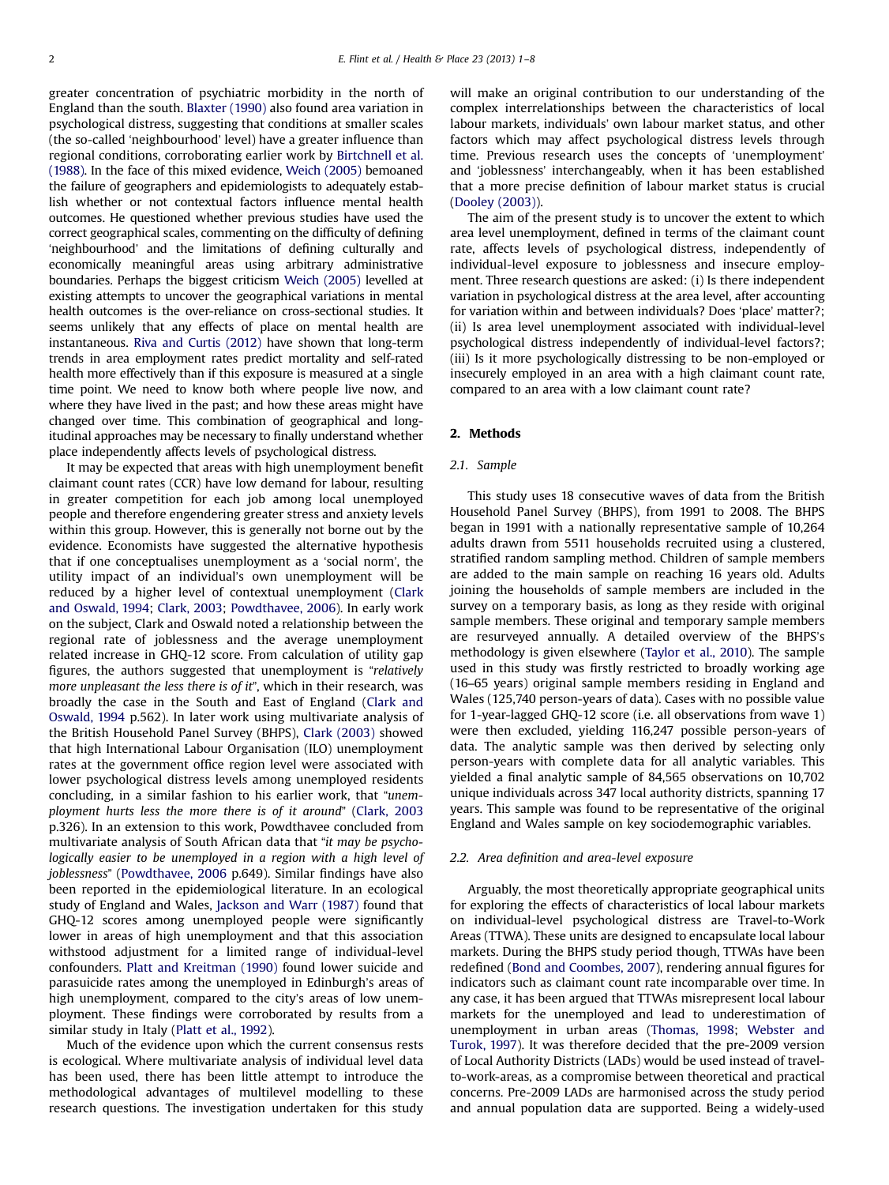greater concentration of psychiatric morbidity in the north of England than the south. Blaxter (1990) also found area variation in psychological distress, suggesting that conditions at smaller scales (the so-called 'neighbourhood' level) have a greater influence than regional conditions, corroborating earlier work by Birtchnell et al. (1988). In the face of this mixed evidence, Weich (2005) bemoaned the failure of geographers and epidemiologists to adequately establish whether or not contextual factors influence mental health outcomes. He questioned whether previous studies have used the correct geographical scales, commenting on the difficulty of defining 'neighbourhood' and the limitations of defining culturally and economically meaningful areas using arbitrary administrative boundaries. Perhaps the biggest criticism Weich (2005) levelled at existing attempts to uncover the geographical variations in mental health outcomes is the over-reliance on cross-sectional studies. It seems unlikely that any effects of place on mental health are instantaneous. Riva and Curtis (2012) have shown that long-term trends in area employment rates predict mortality and self-rated health more effectively than if this exposure is measured at a single time point. We need to know both where people live now, and where they have lived in the past; and how these areas might have changed over time. This combination of geographical and longitudinal approaches may be necessary to finally understand whether place independently affects levels of psychological distress.

It may be expected that areas with high unemployment benefit claimant count rates (CCR) have low demand for labour, resulting in greater competition for each job among local unemployed people and therefore engendering greater stress and anxiety levels within this group. However, this is generally not borne out by the evidence. Economists have suggested the alternative hypothesis that if one conceptualises unemployment as a 'social norm', the utility impact of an individual's own unemployment will be reduced by a higher level of contextual unemployment (Clark and Oswald, 1994; Clark, 2003; Powdthavee, 2006). In early work on the subject, Clark and Oswald noted a relationship between the regional rate of joblessness and the average unemployment related increase in GHQ-12 score. From calculation of utility gap figures, the authors suggested that unemployment is "*relatively more unpleasant the less there is of it*", which in their research, was broadly the case in the South and East of England (Clark and Oswald, 1994 p.562). In later work using multivariate analysis of the British Household Panel Survey (BHPS), Clark (2003) showed that high International Labour Organisation (ILO) unemployment rates at the government office region level were associated with lower psychological distress levels among unemployed residents concluding, in a similar fashion to his earlier work, that "*unemployment hurts less the more there is of it around*" (Clark, 2003 p.326). In an extension to this work, Powdthavee concluded from multivariate analysis of South African data that "*it may be psychologically easier to be unemployed in a region with a high level of joblessness*" (Powdthavee, 2006 p.649). Similar findings have also been reported in the epidemiological literature. In an ecological study of England and Wales, Jackson and Warr (1987) found that GHQ-12 scores among unemployed people were significantly lower in areas of high unemployment and that this association withstood adjustment for a limited range of individual-level confounders. Platt and Kreitman (1990) found lower suicide and parasuicide rates among the unemployed in Edinburgh's areas of high unemployment, compared to the city's areas of low unemployment. These findings were corroborated by results from a similar study in Italy (Platt et al., 1992).

Much of the evidence upon which the current consensus rests is ecological. Where multivariate analysis of individual level data has been used, there has been little attempt to introduce the methodological advantages of multilevel modelling to these research questions. The investigation undertaken for this study will make an original contribution to our understanding of the complex interrelationships between the characteristics of local labour markets, individuals' own labour market status, and other factors which may affect psychological distress levels through time. Previous research uses the concepts of 'unemployment' and 'joblessness' interchangeably, when it has been established that a more precise definition of labour market status is crucial (Dooley (2003)).

The aim of the present study is to uncover the extent to which area level unemployment, defined in terms of the claimant count rate, affects levels of psychological distress, independently of individual-level exposure to joblessness and insecure employment. Three research questions are asked: (i) Is there independent variation in psychological distress at the area level, after accounting for variation within and between individuals? Does 'place' matter?; (ii) Is area level unemployment associated with individual-level psychological distress independently of individual-level factors?; (iii) Is it more psychologically distressing to be non-employed or insecurely employed in an area with a high claimant count rate, compared to an area with a low claimant count rate?

## 2. Methods

### 2.1. Sample

This study uses 18 consecutive waves of data from the British Household Panel Survey (BHPS), from 1991 to 2008. The BHPS began in 1991 with a nationally representative sample of 10,264 adults drawn from 5511 households recruited using a clustered, stratified random sampling method. Children of sample members are added to the main sample on reaching 16 years old. Adults joining the households of sample members are included in the survey on a temporary basis, as long as they reside with original sample members. These original and temporary sample members are resurveyed annually. A detailed overview of the BHPS's methodology is given elsewhere (Taylor et al., 2010). The sample used in this study was firstly restricted to broadly working age (16–65 years) original sample members residing in England and Wales (125,740 person-years of data). Cases with no possible value for 1-year-lagged GHQ-12 score (i.e. all observations from wave 1) were then excluded, yielding 116,247 possible person-years of data. The analytic sample was then derived by selecting only person-years with complete data for all analytic variables. This yielded a final analytic sample of 84,565 observations on 10,702 unique individuals across 347 local authority districts, spanning 17 years. This sample was found to be representative of the original England and Wales sample on key sociodemographic variables.

### 2.2. Area definition and area-level exposure

Arguably, the most theoretically appropriate geographical units for exploring the effects of characteristics of local labour markets on individual-level psychological distress are Travel-to-Work Areas (TTWA). These units are designed to encapsulate local labour markets. During the BHPS study period though, TTWAs have been redefined (Bond and Coombes, 2007), rendering annual figures for indicators such as claimant count rate incomparable over time. In any case, it has been argued that TTWAs misrepresent local labour markets for the unemployed and lead to underestimation of unemployment in urban areas (Thomas, 1998; Webster and Turok, 1997). It was therefore decided that the pre-2009 version of Local Authority Districts (LADs) would be used instead of travel-to-work-areas, as a compromise between theoretical and practical concerns. Pre-2009 LADs are harmonised across the study period and annual population data are supported. Being a widely-used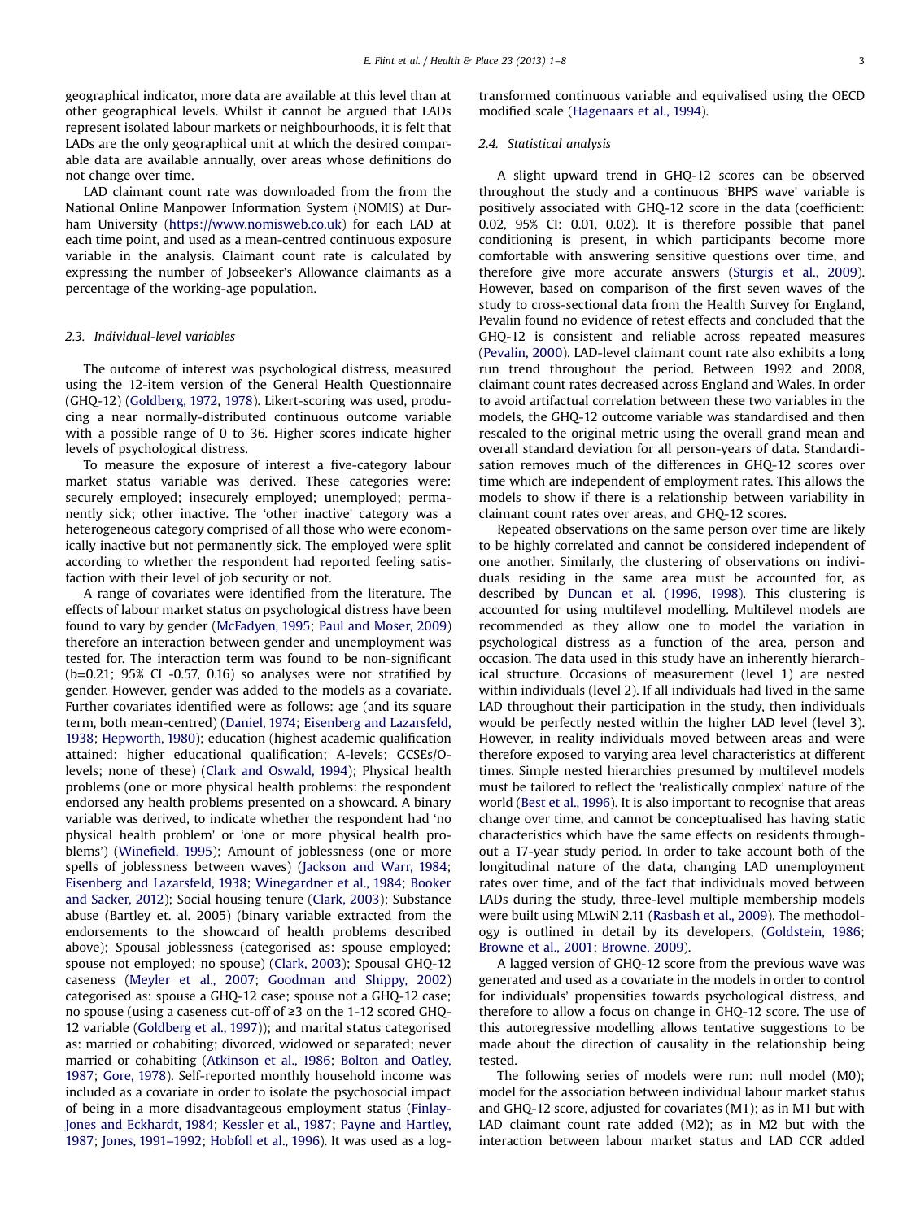geographical indicator, more data are available at this level than at other geographical levels. Whilst it cannot be argued that LADs represent isolated labour markets or neighbourhoods, it is felt that LADs are the only geographical unit at which the desired comparable data are available annually, over areas whose definitions do not change over time.

LAD claimant count rate was downloaded from the from the National Online Manpower Information System (NOMIS) at Durham University (https://www.nomisweb.co.uk) for each LAD at each time point, and used as a mean-centred continuous exposure variable in the analysis. Claimant count rate is calculated by expressing the number of Jobseeker's Allowance claimants as a percentage of the working-age population.

### 2.3. Individual-level variables

The outcome of interest was psychological distress, measured using the 12-item version of the General Health Questionnaire (GHQ-12) (Goldberg, 1972, 1978). Likert-scoring was used, producing a near normally-distributed continuous outcome variable with a possible range of 0 to 36. Higher scores indicate higher levels of psychological distress.

To measure the exposure of interest a five-category labour market status variable was derived. These categories were: securely employed; insecurely employed; unemployed; permanently sick; other inactive. The 'other inactive' category was a heterogeneous category comprised of all those who were economically inactive but not permanently sick. The employed were split according to whether the respondent had reported feeling satisfaction with their level of job security or not.

A range of covariates were identified from the literature. The effects of labour market status on psychological distress have been found to vary by gender (McFadyen, 1995; Paul and Moser, 2009) therefore an interaction between gender and unemployment was tested for. The interaction term was found to be non-significant (b=0.21; 95% CI -0.57, 0.16) so analyses were not stratified by gender. However, gender was added to the models as a covariate. Further covariates identified were as follows: age (and its square term, both mean-centred) (Daniel, 1974; Eisenberg and Lazarsfeld, 1938; Hepworth, 1980); education (highest academic qualification attained: higher educational qualification; A-levels; GCSEs/O-levels; none of these) (Clark and Oswald, 1994); Physical health problems (one or more physical health problems: the respondent endorsed any health problems presented on a showcard. A binary variable was derived, to indicate whether the respondent had 'no physical health problem' or 'one or more physical health problems') (Winefield, 1995); Amount of joblessness (one or more spells of joblessness between waves) (Jackson and Warr, 1984; Eisenberg and Lazarsfeld, 1938; Winegardner et al., 1984; Booker and Sacker, 2012); Social housing tenure (Clark, 2003); Substance abuse (Bartley et. al. 2005) (binary variable extracted from the endorsements to the showcard of health problems described above); Spousal joblessness (categorised as: spouse employed; spouse not employed; no spouse) (Clark, 2003); Spousal GHQ-12 caseness (Meyler et al., 2007; Goodman and Shippy, 2002) categorised as: spouse a GHQ-12 case; spouse not a GHQ-12 case; no spouse (using a caseness cut-off of ≥3 on the 1-12 scored GHQ-12 variable (Goldberg et al., 1997)); and marital status categorised as: married or cohabiting; divorced, widowed or separated; never married or cohabiting (Atkinson et al., 1986; Bolton and Oatley, 1987; Gore, 1978). Self-reported monthly household income was included as a covariate in order to isolate the psychosocial impact of being in a more disadvantageous employment status (Finlay-Jones and Eckhardt, 1984; Kessler et al., 1987; Payne and Hartley, 1987; Jones, 1991–1992; Hobfoll et al., 1996). It was used as a log-transformed continuous variable and equivalised using the OECD modified scale (Hagenaars et al., 1994).

### 2.4. Statistical analysis

A slight upward trend in GHQ-12 scores can be observed throughout the study and a continuous 'BHPS wave' variable is positively associated with GHQ-12 score in the data (coefficient: 0.02, 95% CI: 0.01, 0.02). It is therefore possible that panel conditioning is present, in which participants become more comfortable with answering sensitive questions over time, and therefore give more accurate answers (Sturgis et al., 2009). However, based on comparison of the first seven waves of the study to cross-sectional data from the Health Survey for England, Pevalin found no evidence of retest effects and concluded that the GHQ-12 is consistent and reliable across repeated measures (Pevalin, 2000). LAD-level claimant count rate also exhibits a long run trend throughout the period. Between 1992 and 2008, claimant count rates decreased across England and Wales. In order to avoid artifactual correlation between these two variables in the models, the GHQ-12 outcome variable was standardised and then rescaled to the original metric using the overall grand mean and overall standard deviation for all person-years of data. Standardisation removes much of the differences in GHQ-12 scores over time which are independent of employment rates. This allows the models to show if there is a relationship between variability in claimant count rates over areas, and GHQ-12 scores.

Repeated observations on the same person over time are likely to be highly correlated and cannot be considered independent of one another. Similarly, the clustering of observations on individuals residing in the same area must be accounted for, as described by Duncan et al. (1996, 1998). This clustering is accounted for using multilevel modelling. Multilevel models are recommended as they allow one to model the variation in psychological distress as a function of the area, person and occasion. The data used in this study have an inherently hierarchical structure. Occasions of measurement (level 1) are nested within individuals (level 2). If all individuals had lived in the same LAD throughout their participation in the study, then individuals would be perfectly nested within the higher LAD level (level 3). However, in reality individuals moved between areas and were therefore exposed to varying area level characteristics at different times. Simple nested hierarchies presumed by multilevel models must be tailored to reflect the 'realistically complex' nature of the world (Best et al., 1996). It is also important to recognise that areas change over time, and cannot be conceptualised has having static characteristics which have the same effects on residents throughout a 17-year study period. In order to take account both of the longitudinal nature of the data, changing LAD unemployment rates over time, and of the fact that individuals moved between LADs during the study, three-level multiple membership models were built using MLwiN 2.11 (Rasbash et al., 2009). The methodology is outlined in detail by its developers, (Goldstein, 1986; Browne et al., 2001; Browne, 2009).

A lagged version of GHQ-12 score from the previous wave was generated and used as a covariate in the models in order to control for individuals' propensities towards psychological distress, and therefore to allow a focus on change in GHQ-12 score. The use of this autoregressive modelling allows tentative suggestions to be made about the direction of causality in the relationship being tested.

The following series of models were run: null model (M0); model for the association between individual labour market status and GHQ-12 score, adjusted for covariates (M1); as in M1 but with LAD claimant count rate added (M2); as in M2 but with the interaction between labour market status and LAD CCR added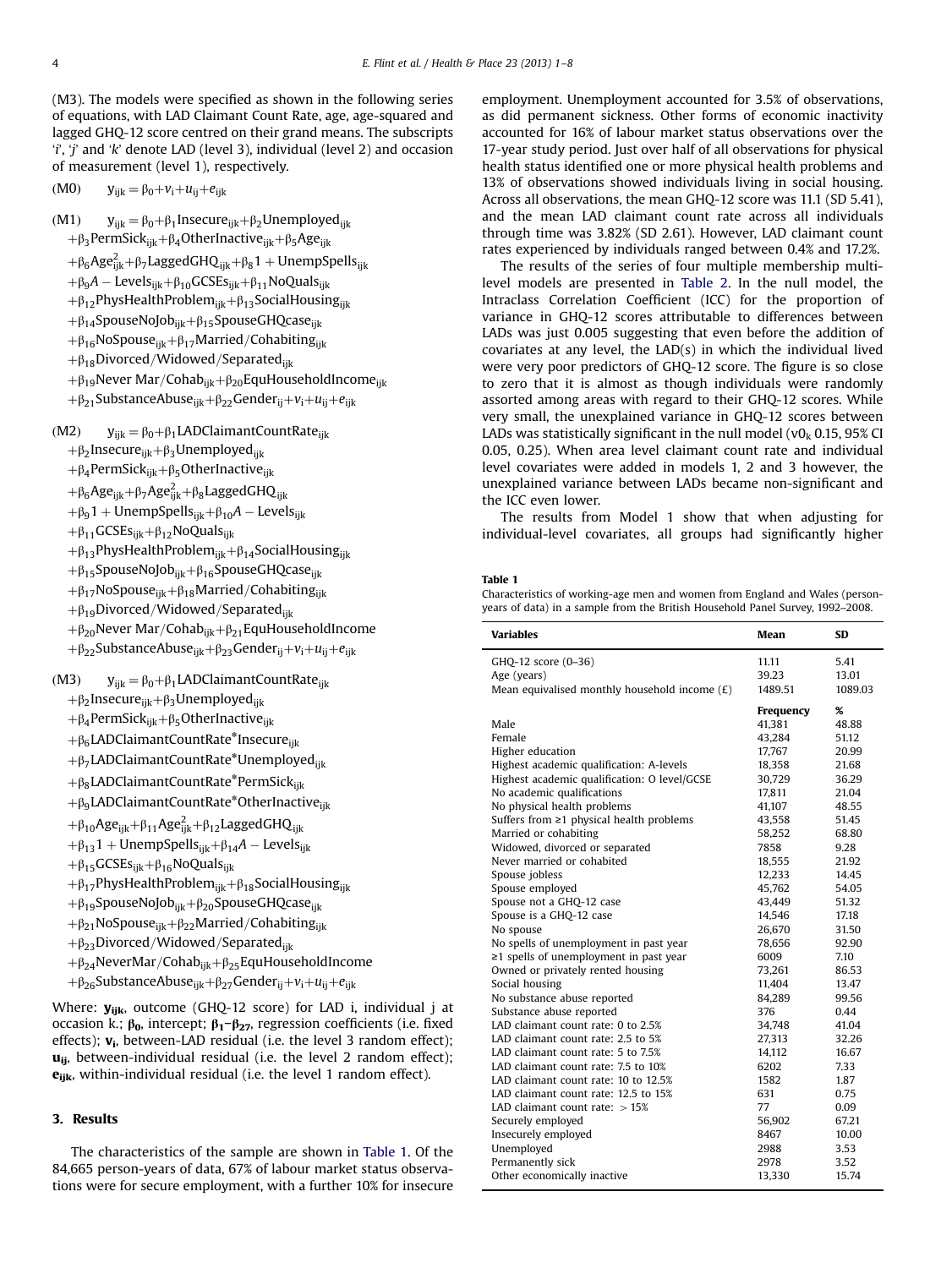(M3). The models were specified as shown in the following series of equations, with LAD Claimant Count Rate, age, age-squared and lagged GHQ-12 score centred on their grand means. The subscripts 'i', 'j' and 'k' denote LAD (level 3), individual (level 2) and occasion of measurement (level 1), respectively.

$$\text{(M0)} \quad y_{ijk} = \beta_0 + v_i + u_{ij} + e_{ijk}$$

$$\begin{aligned}\text{(M1)} \quad y_{ijk} = {} & \beta_0 + \beta_1\text{Insecure}_{ijk} + \beta_2\text{Unemployed}_{ijk} \\ & + \beta_3\text{PermSick}_{ijk} + \beta_4\text{OtherInactive}_{ijk} + \beta_5\text{Age}_{ijk} \\ & + \beta_6\text{Age}^2_{ijk} + \beta_7\text{LaggedGHQ}_{ijk} + \beta_8 1 + \text{UnempSpells}_{ijk} \\ & + \beta_9 A - \text{Levels}_{ijk} + \beta_{10}\text{GCSEs}_{ijk} + \beta_{11}\text{NoQuals}_{ijk} \\ & + \beta_{12}\text{PhysHealthProblem}_{ijk} + \beta_{13}\text{SocialHousing}_{ijk} \\ & + \beta_{14}\text{SpouseNoJob}_{ijk} + \beta_{15}\text{SpouseGHQcase}_{ijk} \\ & + \beta_{16}\text{NoSpouse}_{ijk} + \beta_{17}\text{Married/Cohabiting}_{ijk} \\ & + \beta_{18}\text{Divorced/Widowed/Separated}_{ijk} \\ & + \beta_{19}\text{Never Mar/Cohab}_{ijk} + \beta_{20}\text{EquHouseholdIncome}_{ijk} \\ & + \beta_{21}\text{SubstanceAbuse}_{ijk} + \beta_{22}\text{Gender}_{ij} + v_i + u_{ij} + e_{ijk}\end{aligned}$$

$$\begin{aligned}\text{(M2)} \quad y_{ijk} = {} & \beta_0 + \beta_1\text{LADClaimantCountRate}_{ijk} \\ & + \beta_2\text{Insecure}_{ijk} + \beta_3\text{Unemployed}_{ijk} \\ & + \beta_4\text{PermSick}_{ijk} + \beta_5\text{OtherInactive}_{ijk} \\ & + \beta_6\text{Age}_{ijk} + \beta_7\text{Age}^2_{ijk} + \beta_8\text{LaggedGHQ}_{ijk} \\ & + \beta_9 1 + \text{UnempSpells}_{ijk} + \beta_{10} A - \text{Levels}_{ijk} \\ & + \beta_{11}\text{GCSEs}_{ijk} + \beta_{12}\text{NoQuals}_{ijk} \\ & + \beta_{13}\text{PhysHealthProblem}_{ijk} + \beta_{14}\text{SocialHousing}_{ijk} \\ & + \beta_{15}\text{SpouseNoJob}_{ijk} + \beta_{16}\text{SpouseGHQcase}_{ijk} \\ & + \beta_{17}\text{NoSpouse}_{ijk} + \beta_{18}\text{Married/Cohabiting}_{ijk} \\ & + \beta_{19}\text{Divorced/Widowed/Separated}_{ijk} \\ & + \beta_{20}\text{Never Mar/Cohab}_{ijk} + \beta_{21}\text{EquHouseholdIncome} \\ & + \beta_{22}\text{SubstanceAbuse}_{ijk} + \beta_{23}\text{Gender}_{ij} + v_i + u_{ij} + e_{ijk}\end{aligned}$$

$$\begin{aligned}\text{(M3)} \quad y_{ijk} = {} & \beta_0 + \beta_1\text{LADClaimantCountRate}_{ijk} \\ & + \beta_2\text{Insecure}_{ijk} + \beta_3\text{Unemployed}_{ijk} \\ & + \beta_4\text{PermSick}_{ijk} + \beta_5\text{OtherInactive}_{ijk} \\ & + \beta_6\text{LADClaimantCountRate}^*\text{Insecure}_{ijk} \\ & + \beta_7\text{LADClaimantCountRate}^*\text{Unemployed}_{ijk} \\ & + \beta_8\text{LADClaimantCountRate}^*\text{PermSick}_{ijk} \\ & + \beta_9\text{LADClaimantCountRate}^*\text{OtherInactive}_{ijk} \\ & + \beta_{10}\text{Age}_{ijk} + \beta_{11}\text{Age}^2_{ijk} + \beta_{12}\text{LaggedGHQ}_{ijk} \\ & + \beta_{13} 1 + \text{UnempSpells}_{ijk} + \beta_{14} A - \text{Levels}_{ijk} \\ & + \beta_{15}\text{GCSEs}_{ijk} + \beta_{16}\text{NoQuals}_{ijk} \\ & + \beta_{17}\text{PhysHealthProblem}_{ijk} + \beta_{18}\text{SocialHousing}_{ijk} \\ & + \beta_{19}\text{SpouseNoJob}_{ijk} + \beta_{20}\text{SpouseGHQcase}_{ijk} \\ & + \beta_{21}\text{NoSpouse}_{ijk} + \beta_{22}\text{Married/Cohabiting}_{ijk} \\ & + \beta_{23}\text{Divorced/Widowed/Separated}_{ijk} \\ & + \beta_{24}\text{NeverMar/Cohab}_{ijk} + \beta_{25}\text{EquHouseholdIncome} \\ & + \beta_{26}\text{SubstanceAbuse}_{ijk} + \beta_{27}\text{Gender}_{ij} + v_i + u_{ij} + e_{ijk}\end{aligned}$$

Where: $\mathbf{y_{ijk}}$, outcome (GHQ-12 score) for LAD i, individual j at occasion k.; $\boldsymbol{\beta_0}$, intercept; $\boldsymbol{\beta_1}$–$\boldsymbol{\beta_{27}}$, regression coefficients (i.e. fixed effects); $\mathbf{v_i}$, between-LAD residual (i.e. the level 3 random effect); $\mathbf{u_{ij}}$, between-individual residual (i.e. the level 2 random effect); $\mathbf{e_{ijk}}$, within-individual residual (i.e. the level 1 random effect).

## 3. Results

The characteristics of the sample are shown in Table 1. Of the 84,665 person-years of data, 67% of labour market status observations were for secure employment, with a further 10% for insecure employment. Unemployment accounted for 3.5% of observations, as did permanent sickness. Other forms of economic inactivity accounted for 16% of labour market status observations over the 17-year study period. Just over half of all observations for physical health status identified one or more physical health problems and 13% of observations showed individuals living in social housing. Across all observations, the mean GHQ-12 score was 11.1 (SD 5.41), and the mean LAD claimant count rate across all individuals through time was 3.82% (SD 2.61). However, LAD claimant count rates experienced by individuals ranged between 0.4% and 17.2%.

The results of the series of four multiple membership multilevel models are presented in Table 2. In the null model, the Intraclass Correlation Coefficient (ICC) for the proportion of variance in GHQ-12 scores attributable to differences between LADs was just 0.005 suggesting that even before the addition of covariates at any level, the LAD(s) in which the individual lived were very poor predictors of GHQ-12 score. The figure is so close to zero that it is almost as though individuals were randomly assorted among areas with regard to their GHQ-12 scores. While very small, the unexplained variance in GHQ-12 scores between LADs was statistically significant in the null model ($v0_k$ 0.15, 95% CI 0.05, 0.25). When area level claimant count rate and individual level covariates were added in models 1, 2 and 3 however, the unexplained variance between LADs became non-significant and the ICC even lower.

The results from Model 1 show that when adjusting for individual-level covariates, all groups had significantly higher

**Table 1**
Characteristics of working-age men and women from England and Wales (person-years of data) in a sample from the British Household Panel Survey, 1992–2008.

| Variables | Mean | SD |
|---|---|---|
| GHQ-12 score (0–36) | 11.11 | 5.41 |
| Age (years) | 39.23 | 13.01 |
| Mean equivalised monthly household income (£) | 1489.51 | 1089.03 |
| | **Frequency** | **%** |
| Male | 41,381 | 48.88 |
| Female | 43,284 | 51.12 |
| Higher education | 17,767 | 20.99 |
| Highest academic qualification: A-levels | 18,358 | 21.68 |
| Highest academic qualification: O level/GCSE | 30,729 | 36.29 |
| No academic qualifications | 17,811 | 21.04 |
| No physical health problems | 41,107 | 48.55 |
| Suffers from ≥1 physical health problems | 43,558 | 51.45 |
| Married or cohabiting | 58,252 | 68.80 |
| Widowed, divorced or separated | 7858 | 9.28 |
| Never married or cohabited | 18,555 | 21.92 |
| Spouse jobless | 12,233 | 14.45 |
| Spouse employed | 45,762 | 54.05 |
| Spouse not a GHQ-12 case | 43,449 | 51.32 |
| Spouse is a GHQ-12 case | 14,546 | 17.18 |
| No spouse | 26,670 | 31.50 |
| No spells of unemployment in past year | 78,656 | 92.90 |
| ≥1 spells of unemployment in past year | 6009 | 7.10 |
| Owned or privately rented housing | 73,261 | 86.53 |
| Social housing | 11,404 | 13.47 |
| No substance abuse reported | 84,289 | 99.56 |
| Substance abuse reported | 376 | 0.44 |
| LAD claimant count rate: 0 to 2.5% | 34,748 | 41.04 |
| LAD claimant count rate: 2.5 to 5% | 27,313 | 32.26 |
| LAD claimant count rate: 5 to 7.5% | 14,112 | 16.67 |
| LAD claimant count rate: 7.5 to 10% | 6202 | 7.33 |
| LAD claimant count rate: 10 to 12.5% | 1582 | 1.87 |
| LAD claimant count rate: 12.5 to 15% | 631 | 0.75 |
| LAD claimant count rate: > 15% | 77 | 0.09 |
| Securely employed | 56,902 | 67.21 |
| Insecurely employed | 8467 | 10.00 |
| Unemployed | 2988 | 3.53 |
| Permanently sick | 2978 | 3.52 |
| Other economically inactive | 13,330 | 15.74 |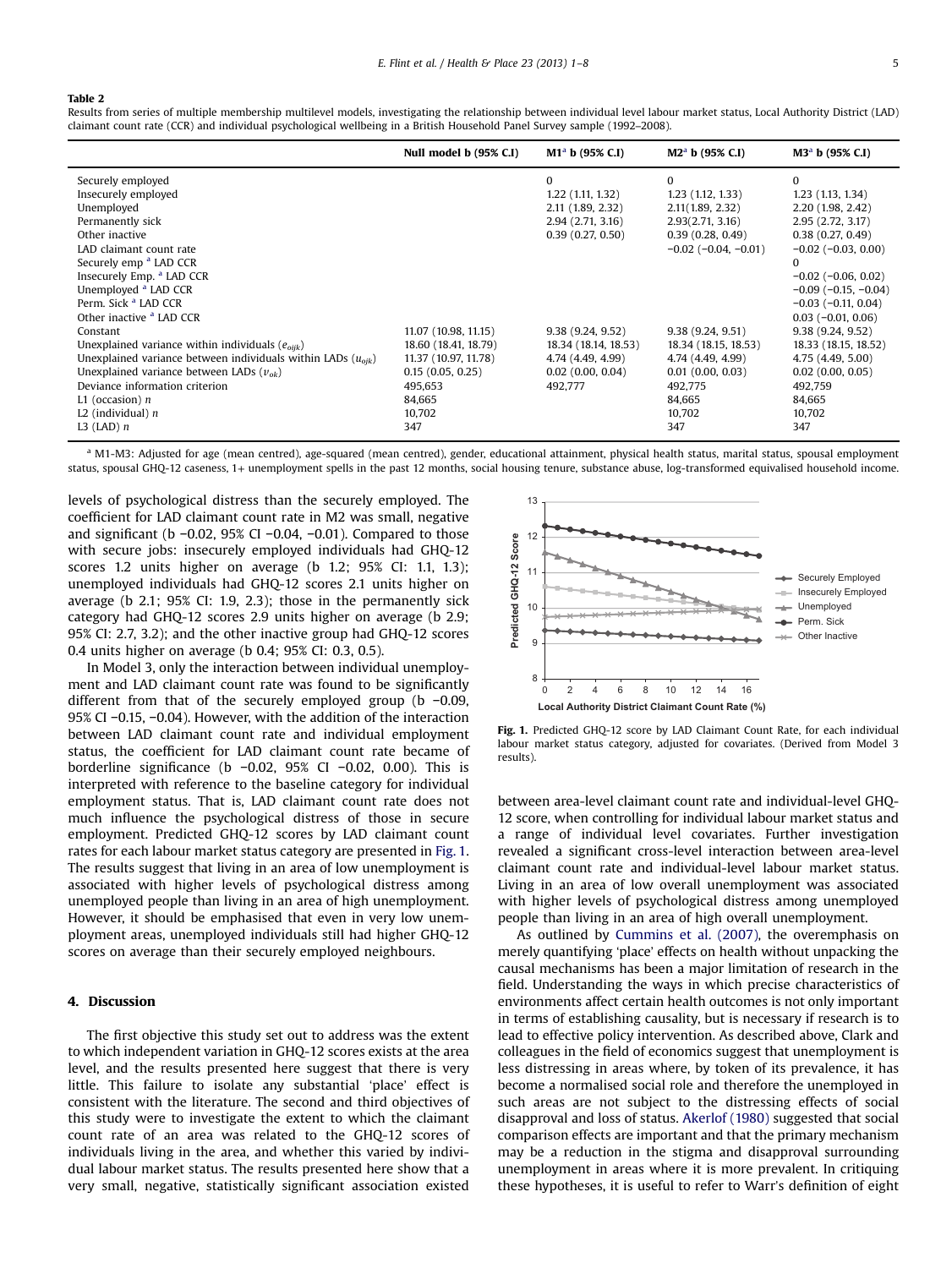**Table 2**

Results from series of multiple membership multilevel models, investigating the relationship between individual level labour market status, Local Authority District (LAD) claimant count rate (CCR) and individual psychological wellbeing in a British Household Panel Survey sample (1992–2008).

| | Null model b (95% C.I) | M1[a] b (95% C.I) | M2[a] b (95% C.I) | M3[a] b (95% C.I) |
|---|---|---|---|---|
| Securely employed | | 0 | 0 | 0 |
| Insecurely employed | | 1.22 (1.11, 1.32) | 1.23 (1.12, 1.33) | 1.23 (1.13, 1.34) |
| Unemployed | | 2.11 (1.89, 2.32) | 2.11(1.89, 2.32) | 2.20 (1.98, 2.42) |
| Permanently sick | | 2.94 (2.71, 3.16) | 2.93(2.71, 3.16) | 2.95 (2.72, 3.17) |
| Other inactive | | 0.39 (0.27, 0.50) | 0.39 (0.28, 0.49) | 0.38 (0.27, 0.49) |
| LAD claimant count rate | | | −0.02 (−0.04, −0.01) | −0.02 (−0.03, 0.00) |
| Securely emp [a] LAD CCR | | | | 0 |
| Insecurely Emp. [a] LAD CCR | | | | −0.02 (−0.06, 0.02) |
| Unemployed [a] LAD CCR | | | | −0.09 (−0.15, −0.04) |
| Perm. Sick [a] LAD CCR | | | | −0.03 (−0.11, 0.04) |
| Other inactive [a] LAD CCR | | | | 0.03 (−0.01, 0.06) |
| Constant | 11.07 (10.98, 11.15) | 9.38 (9.24, 9.52) | 9.38 (9.24, 9.51) | 9.38 (9.24, 9.52) |
| Unexplained variance within individuals ($e_{oijk}$) | 18.60 (18.41, 18.79) | 18.34 (18.14, 18.53) | 18.34 (18.15, 18.53) | 18.33 (18.15, 18.52) |
| Unexplained variance within individuals within LADs ($u_{ojk}$) | 11.37 (10.97, 11.78) | 4.74 (4.49, 4.99) | 4.74 (4.49, 4.99) | 4.75 (4.49, 5.00) |
| Unexplained variance between LADs ($v_{ok}$) | 0.15 (0.05, 0.25) | 0.02 (0.00, 0.04) | 0.01 (0.00, 0.03) | 0.02 (0.00, 0.05) |
| Deviance information criterion | 495,653 | 492,777 | 492,775 | 492,759 |
| L1 (occasion) $n$ | 84,665 | | 84,665 | 84,665 |
| L2 (individual) $n$ | 10,702 | | 10,702 | 10,702 |
| L3 (LAD) $n$ | 347 | | 347 | 347 |

[a] M1-M3: Adjusted for age (mean centred), age-squared (mean centred), gender, educational attainment, physical health status, marital status, spousal employment status, spousal GHQ-12 caseness, 1+ unemployment spells in the past 12 months, social housing tenure, substance abuse, log-transformed equivalised household income.

levels of psychological distress than the securely employed. The coefficient for LAD claimant count rate in M2 was small, negative and significant (b −0.02, 95% CI −0.04, −0.01). Compared to those with secure jobs: insecurely employed individuals had GHQ-12 scores 1.2 units higher on average (b 1.2; 95% CI: 1.1, 1.3); unemployed individuals had GHQ-12 scores 2.1 units higher on average (b 2.1; 95% CI: 1.9, 2.3); those in the permanently sick category had GHQ-12 scores 2.9 units higher on average (b 2.9; 95% CI: 2.7, 3.2); and the other inactive group had GHQ-12 scores 0.4 units higher on average (b 0.4; 95% CI: 0.3, 0.5).

In Model 3, only the interaction between individual unemployment and LAD claimant count rate was found to be significantly different from that of the securely employed group (b −0.09, 95% CI −0.15, −0.04). However, with the addition of the interaction between LAD claimant count rate and individual employment status, the coefficient for LAD claimant count rate became of borderline significance (b −0.02, 95% CI −0.02, 0.00). This is interpreted with reference to the baseline category for individual employment status. That is, LAD claimant count rate does not much influence the psychological distress of those in secure employment. Predicted GHQ-12 scores by LAD claimant count rates for each labour market status category are presented in Fig. 1. The results suggest that living in an area of low unemployment is associated with higher levels of psychological distress among unemployed people than living in an area of high unemployment. However, it should be emphasised that even in very low unemployment areas, unemployed individuals still had higher GHQ-12 scores on average than their securely employed neighbours.

**Fig. 1.** Predicted GHQ-12 score by LAD Claimant Count Rate, for each individual labour market status category, adjusted for covariates. (Derived from Model 3 results).

## 4. Discussion

The first objective this study set out to address was the extent to which independent variation in GHQ-12 scores exists at the area level, and the results presented here suggest that there is very little. This failure to isolate any substantial 'place' effect is consistent with the literature. The second and third objectives of this study were to investigate the extent to which the claimant count rate of an area was related to the GHQ-12 scores of individuals living in the area, and whether this varied by individual labour market status. The results presented here show that a very small, negative, statistically significant association existed between area-level claimant count rate and individual-level GHQ-12 score, when controlling for individual labour market status and a range of individual level covariates. Further investigation revealed a significant cross-level interaction between area-level claimant count rate and individual-level labour market status. Living in an area of low overall unemployment was associated with higher levels of psychological distress among unemployed people than living in an area of high overall unemployment.

As outlined by Cummins et al. (2007), the overemphasis on merely quantifying 'place' effects on health without unpacking the causal mechanisms has been a major limitation of research in the field. Understanding the ways in which precise characteristics of environments affect certain health outcomes is not only important in terms of establishing causality, but is necessary if research is to lead to effective policy intervention. As described above, Clark and colleagues in the field of economics suggest that unemployment is less distressing in areas where, by token of its prevalence, it has become a normalised social role and therefore the unemployed in such areas are not subject to the distressing effects of social disapproval and loss of status. Akerlof (1980) suggested that social comparison effects are important and that the primary mechanism may be a reduction in the stigma and disapproval surrounding unemployment in areas where it is more prevalent. In critiquing these hypotheses, it is useful to refer to Warr's definition of eight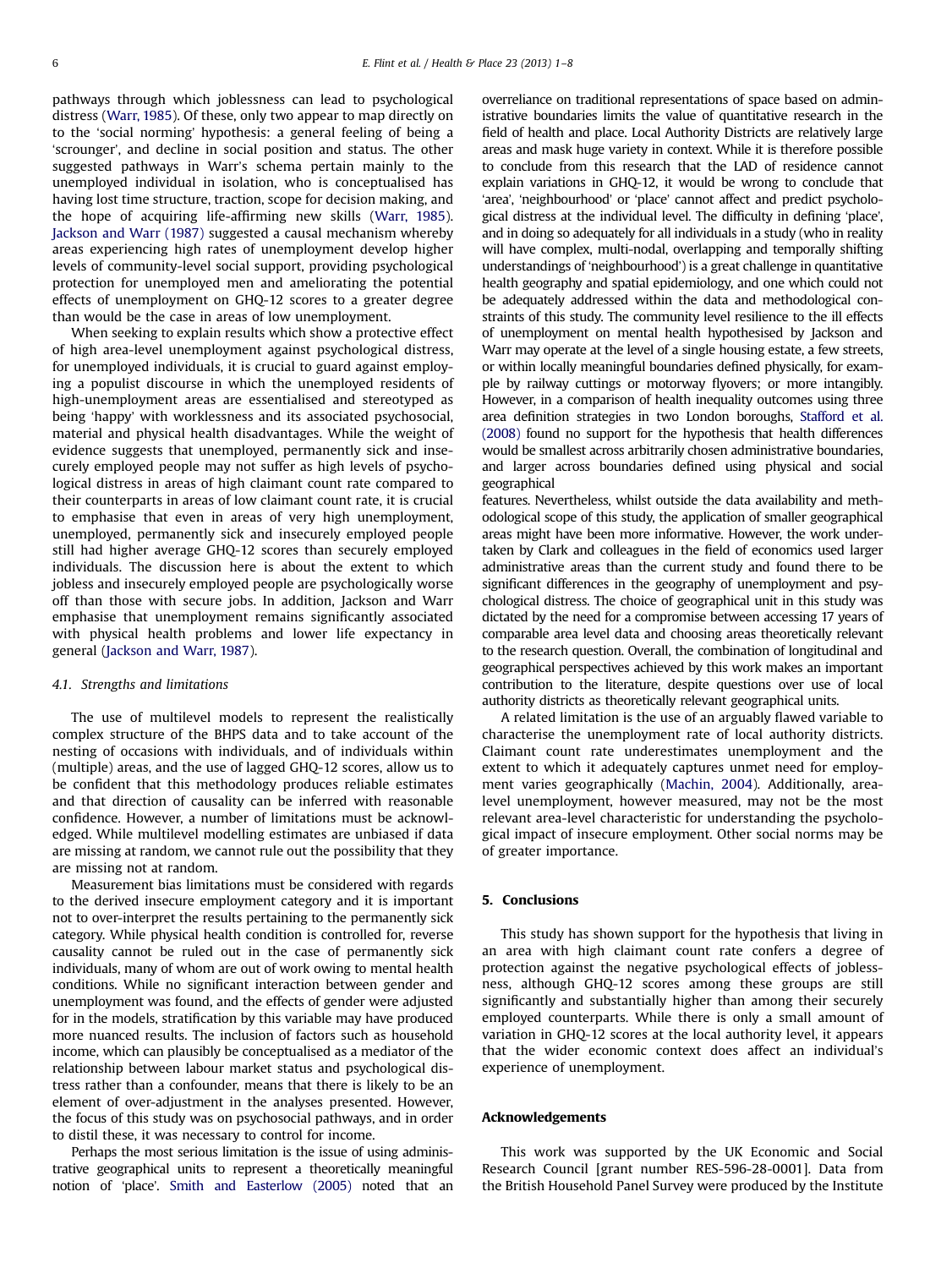pathways through which joblessness can lead to psychological distress (Warr, 1985). Of these, only two appear to map directly on to the 'social norming' hypothesis: a general feeling of being a 'scrounger', and decline in social position and status. The other suggested pathways in Warr's schema pertain mainly to the unemployed individual in isolation, who is conceptualised has having lost time structure, traction, scope for decision making, and the hope of acquiring life-affirming new skills (Warr, 1985). Jackson and Warr (1987) suggested a causal mechanism whereby areas experiencing high rates of unemployment develop higher levels of community-level social support, providing psychological protection for unemployed men and ameliorating the potential effects of unemployment on GHQ-12 scores to a greater degree than would be the case in areas of low unemployment.

When seeking to explain results which show a protective effect of high area-level unemployment against psychological distress, for unemployed individuals, it is crucial to guard against employing a populist discourse in which the unemployed residents of high-unemployment areas are essentialised and stereotyped as being 'happy' with worklessness and its associated psychosocial, material and physical health disadvantages. While the weight of evidence suggests that unemployed, permanently sick and insecurely employed people may not suffer as high levels of psychological distress in areas of high claimant count rate compared to their counterparts in areas of low claimant count rate, it is crucial to emphasise that even in areas of very high unemployment, unemployed, permanently sick and insecurely employed people still had higher average GHQ-12 scores than securely employed individuals. The discussion here is about the extent to which jobless and insecurely employed people are psychologically worse off than those with secure jobs. In addition, Jackson and Warr emphasise that unemployment remains significantly associated with physical health problems and lower life expectancy in general (Jackson and Warr, 1987).

### 4.1. Strengths and limitations

The use of multilevel models to represent the realistically complex structure of the BHPS data and to take account of the nesting of occasions with individuals, and of individuals within (multiple) areas, and the use of lagged GHQ-12 scores, allow us to be confident that this methodology produces reliable estimates and that direction of causality can be inferred with reasonable confidence. However, a number of limitations must be acknowledged. While multilevel modelling estimates are unbiased if data are missing at random, we cannot rule out the possibility that they are missing not at random.

Measurement bias limitations must be considered with regards to the derived insecure employment category and it is important not to over-interpret the results pertaining to the permanently sick category. While physical health condition is controlled for, reverse causality cannot be ruled out in the case of permanently sick individuals, many of whom are out of work owing to mental health conditions. While no significant interaction between gender and unemployment was found, and the effects of gender were adjusted for in the models, stratification by this variable may have produced more nuanced results. The inclusion of factors such as household income, which can plausibly be conceptualised as a mediator of the relationship between labour market status and psychological distress rather than a confounder, means that there is likely to be an element of over-adjustment in the analyses presented. However, the focus of this study was on psychosocial pathways, and in order to distil these, it was necessary to control for income.

Perhaps the most serious limitation is the issue of using administrative geographical units to represent a theoretically meaningful notion of 'place'. Smith and Easterlow (2005) noted that an overreliance on traditional representations of space based on administrative boundaries limits the value of quantitative research in the field of health and place. Local Authority Districts are relatively large areas and mask huge variety in context. While it is therefore possible to conclude from this research that the LAD of residence cannot explain variations in GHQ-12, it would be wrong to conclude that 'area', 'neighbourhood' or 'place' cannot affect and predict psychological distress at the individual level. The difficulty in defining 'place', and in doing so adequately for all individuals in a study (who in reality will have complex, multi-nodal, overlapping and temporally shifting understandings of 'neighbourhood') is a great challenge in quantitative health geography and spatial epidemiology, and one which could not be adequately addressed within the data and methodological constraints of this study. The community level resilience to the ill effects of unemployment on mental health hypothesised by Jackson and Warr may operate at the level of a single housing estate, a few streets, or within locally meaningful boundaries defined physically, for example by railway cuttings or motorway flyovers; or more intangibly. However, in a comparison of health inequality outcomes using three area definition strategies in two London boroughs, Stafford et al. (2008) found no support for the hypothesis that health differences would be smallest across arbitrarily chosen administrative boundaries, and larger across boundaries defined using physical and social geographical features. Nevertheless, whilst outside the data availability and methodological scope of this study, the application of smaller geographical areas might have been more informative. However, the work undertaken by Clark and colleagues in the field of economics used larger administrative areas than the current study and found there to be significant differences in the geography of unemployment and psychological distress. The choice of geographical unit in this study was dictated by the need for a compromise between accessing 17 years of comparable area level data and choosing areas theoretically relevant to the research question. Overall, the combination of longitudinal and geographical perspectives achieved by this work makes an important contribution to the literature, despite questions over use of local authority districts as theoretically relevant geographical units.

A related limitation is the use of an arguably flawed variable to characterise the unemployment rate of local authority districts. Claimant count rate underestimates unemployment and the extent to which it adequately captures unmet need for employment varies geographically (Machin, 2004). Additionally, area-level unemployment, however measured, may not be the most relevant area-level characteristic for understanding the psychological impact of insecure employment. Other social norms may be of greater importance.

## 5. Conclusions

This study has shown support for the hypothesis that living in an area with high claimant count rate confers a degree of protection against the negative psychological effects of joblessness, although GHQ-12 scores among these groups are still significantly and substantially higher than among their securely employed counterparts. While there is only a small amount of variation in GHQ-12 scores at the local authority level, it appears that the wider economic context does affect an individual's experience of unemployment.

## Acknowledgements

This work was supported by the UK Economic and Social Research Council [grant number RES-596-28-0001]. Data from the British Household Panel Survey were produced by the Institute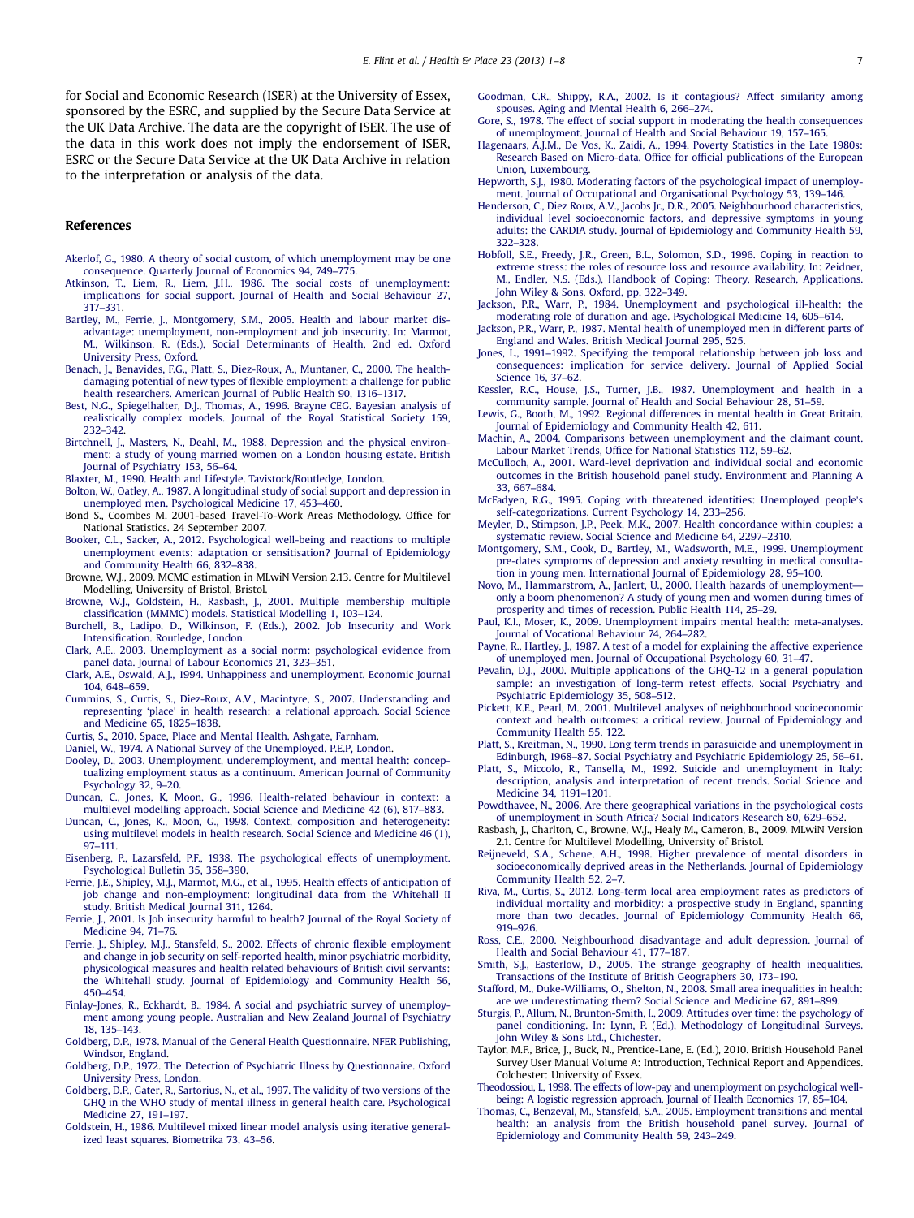for Social and Economic Research (ISER) at the University of Essex, sponsored by the ESRC, and supplied by the Secure Data Service at the UK Data Archive. The data are the copyright of ISER. The use of the data in this work does not imply the endorsement of ISER, ESRC or the Secure Data Service at the UK Data Archive in relation to the interpretation or analysis of the data.

## References

Akerlof, G., 1980. A theory of social custom, of which unemployment may be one consequence. Quarterly Journal of Economics 94, 749–775.

Atkinson, T., Liem, R., Liem, J.H., 1986. The social costs of unemployment: implications for social support. Journal of Health and Social Behaviour 27, 317–331.

Bartley, M., Ferrie, J., Montgomery, S.M., 2005. Health and labour market disadvantage: unemployment, non-employment and job insecurity. In: Marmot, M., Wilkinson, R. (Eds.), Social Determinants of Health, 2nd ed. Oxford University Press, Oxford.

Benach, J., Benavides, F.G., Platt, S., Diez-Roux, A., Muntaner, C., 2000. The health-damaging potential of new types of flexible employment: a challenge for public health researchers. American Journal of Public Health 90, 1316–1317.

Best, N.G., Spiegelhalter, D.J., Thomas, A., 1996. Brayne CEG. Bayesian analysis of realistically complex models. Journal of the Royal Statistical Society 159, 232–342.

Birtchnell, J., Masters, N., Deahl, M., 1988. Depression and the physical environment: a study of young married women on a London housing estate. British Journal of Psychiatry 153, 56–64.

Blaxter, M., 1990. Health and Lifestyle. Tavistock/Routledge, London.

Bolton, W., Oatley, A., 1987. A longitudinal study of social support and depression in unemployed men. Psychological Medicine 17, 453–460.

Bond S., Coombes M. 2001-based Travel-To-Work Areas Methodology. Office for National Statistics. 24 September 2007.

Booker, C.L., Sacker, A., 2012. Psychological well-being and reactions to multiple unemployment events: adaptation or sensitisation? Journal of Epidemiology and Community Health 66, 832–838.

Browne, W.J., 2009. MCMC estimation in MLwiN Version 2.13. Centre for Multilevel Modelling, University of Bristol, Bristol.

Browne, W.J., Goldstein, H., Rasbash, J., 2001. Multiple membership multiple classification (MMMC) models. Statistical Modelling 1, 103–124.

Burchell, B., Ladipo, D., Wilkinson, F. (Eds.), 2002. Job Insecurity and Work Intensification. Routledge, London.

Clark, A.E., 2003. Unemployment as a social norm: psychological evidence from panel data. Journal of Labour Economics 21, 323–351.

Clark, A.E., Oswald, A.J., 1994. Unhappiness and unemployment. Economic Journal 104, 648–659.

Cummins, S., Curtis, S., Diez-Roux, A.V., Macintyre, S., 2007. Understanding and representing 'place' in health research: a relational approach. Social Science and Medicine 65, 1825–1838.

Curtis, S., 2010. Space, Place and Mental Health. Ashgate, Farnham.

Daniel, W., 1974. A National Survey of the Unemployed. P.E.P, London.

Dooley, D., 2003. Unemployment, underemployment, and mental health: conceptualizing employment status as a continuum. American Journal of Community Psychology 32, 9–20.

Duncan, C., Jones, K, Moon, G., 1996. Health-related behaviour in context: a multilevel modelling approach. Social Science and Medicine 42 (6), 817–883.

Duncan, C., Jones, K., Moon, G., 1998. Context, composition and heterogeneity: using multilevel models in health research. Social Science and Medicine 46 (1), 97–111.

Eisenberg, P., Lazarsfeld, P.F., 1938. The psychological effects of unemployment. Psychological Bulletin 35, 358–390.

Ferrie, J.E., Shipley, M.J., Marmot, M.G., et al., 1995. Health effects of anticipation of job change and non-employment: longitudinal data from the Whitehall II study. British Medical Journal 311, 1264.

Ferrie, J., 2001. Is Job insecurity harmful to health? Journal of the Royal Society of Medicine 94, 71–76.

Ferrie, J., Shipley, M.J., Stansfeld, S., 2002. Effects of chronic flexible employment and change in job security on self-reported health, minor psychiatric morbidity, physiological measures and health related behaviours of British civil servants: the Whitehall study. Journal of Epidemiology and Community Health 56, 450–454.

Finlay-Jones, R., Eckhardt, B., 1984. A social and psychiatric survey of unemployment among young people. Australian and New Zealand Journal of Psychiatry 18, 135–143.

Goldberg, D.P., 1978. Manual of the General Health Questionnaire. NFER Publishing, Windsor, England.

Goldberg, D.P., 1972. The Detection of Psychiatric Illness by Questionnaire. Oxford University Press, London.

Goldberg, D.P., Gater, R., Sartorius, N., et al., 1997. The validity of two versions of the GHQ in the WHO study of mental illness in general health care. Psychological Medicine 27, 191–197.

Goldstein, H., 1986. Multilevel mixed linear model analysis using iterative generalized least squares. Biometrika 73, 43–56.

Goodman, C.R., Shippy, R.A., 2002. Is it contagious? Affect similarity among spouses. Aging and Mental Health 6, 266–274.

Gore, S., 1978. The effect of social support in moderating the health consequences of unemployment. Journal of Health and Social Behaviour 19, 157–165.

Hagenaars, A.J.M., De Vos, K., Zaidi, A., 1994. Poverty Statistics in the Late 1980s: Research Based on Micro-data. Office for official publications of the European Union, Luxembourg.

Hepworth, S.J., 1980. Moderating factors of the psychological impact of unemployment. Journal of Occupational and Organisational Psychology 53, 139–146.

Henderson, C., Diez Roux, A.V., Jacobs Jr., D.R., 2005. Neighbourhood characteristics, individual level socioeconomic factors, and depressive symptoms in young adults: the CARDIA study. Journal of Epidemiology and Community Health 59, 322–328.

Hobfoll, S.E., Freedy, J.R., Green, B.L., Solomon, S.D., 1996. Coping in reaction to extreme stress: the roles of resource loss and resource availability. In: Zeidner, M., Endler, N.S. (Eds.), Handbook of Coping: Theory, Research, Applications. John Wiley & Sons, Oxford, pp. 322–349.

Jackson, P.R., Warr, P., 1984. Unemployment and psychological ill-health: the moderating role of duration and age. Psychological Medicine 14, 605–614.

Jackson, P.R., Warr, P., 1987. Mental health of unemployed men in different parts of England and Wales. British Medical Journal 295, 525.

Jones, L., 1991–1992. Specifying the temporal relationship between job loss and consequences: implication for service delivery. Journal of Applied Social Science 16, 37–62.

Kessler, R.C., House, J.S., Turner, J.B., 1987. Unemployment and health in a community sample. Journal of Health and Social Behaviour 28, 51–59.

Lewis, G., Booth, M., 1992. Regional differences in mental health in Great Britain. Journal of Epidemiology and Community Health 42, 611.

Machin, A., 2004. Comparisons between unemployment and the claimant count. Labour Market Trends, Office for National Statistics 112, 59–62.

McCulloch, A., 2001. Ward-level deprivation and individual social and economic outcomes in the British household panel study. Environment and Planning A 33, 667–684.

McFadyen, R.G., 1995. Coping with threatened identities: Unemployed people's self-categorizations. Current Psychology 14, 233–256.

Meyler, D., Stimpson, J.P., Peek, M.K., 2007. Health concordance within couples: a systematic review. Social Science and Medicine 64, 2297–2310.

Montgomery, S.M., Cook, D., Bartley, M., Wadsworth, M.E., 1999. Unemployment pre-dates symptoms of depression and anxiety resulting in medical consultation in young men. International Journal of Epidemiology 28, 95–100.

Novo, M., Hammarstrom, A., Janlert, U., 2000. Health hazards of unemployment—only a boom phenomenon? A study of young men and women during times of prosperity and times of recession. Public Health 114, 25–29.

Paul, K.I., Moser, K., 2009. Unemployment impairs mental health: meta-analyses. Journal of Vocational Behaviour 74, 264–282.

Payne, R., Hartley, J., 1987. A test of a model for explaining the affective experience of unemployed men. Journal of Occupational Psychology 60, 31–47.

Pevalin, D.J., 2000. Multiple applications of the GHQ-12 in a general population sample: an investigation of long-term retest effects. Social Psychiatry and Psychiatric Epidemiology 35, 508–512.

Pickett, K.E., Pearl, M., 2001. Multilevel analyses of neighbourhood socioeconomic context and health outcomes: a critical review. Journal of Epidemiology and Community Health 55, 122.

Platt, S., Kreitman, N., 1990. Long term trends in parasuicide and unemployment in Edinburgh, 1968–87. Social Psychiatry and Psychiatric Epidemiology 25, 56–61.

Platt, S., Miccolo, R., Tansella, M., 1992. Suicide and unemployment in Italy: description, analysis and interpretation of recent trends. Social Science and Medicine 34, 1191–1201.

Powdthavee, N., 2006. Are there geographical variations in the psychological costs of unemployment in South Africa? Social Indicators Research 80, 629–652.

Rasbash, J., Charlton, C., Browne, W.J., Healy M., Cameron, B., 2009. MLwiN Version 2.1. Centre for Multilevel Modelling, University of Bristol.

Reijneveld, S.A., Schene, A.H., 1998. Higher prevalence of mental disorders in socioeconomically deprived areas in the Netherlands. Journal of Epidemiology Community Health 52, 2–7.

Riva, M., Curtis, S., 2012. Long-term local area employment rates as predictors of individual mortality and morbidity: a prospective study in England, spanning more than two decades. Journal of Epidemiology Community Health 66, 919–926.

Ross, C.E., 2000. Neighbourhood disadvantage and adult depression. Journal of Health and Social Behaviour 41, 177–187.

Smith, S.J., Easterlow, D., 2005. The strange geography of health inequalities. Transactions of the Institute of British Geographers 30, 173–190.

Stafford, M., Duke-Williams, O., Shelton, N., 2008. Small area inequalities in health: are we underestimating them? Social Science and Medicine 67, 891–899.

Sturgis, P., Allum, N., Brunton-Smith, I., 2009. Attitudes over time: the psychology of panel conditioning. In: Lynn, P. (Ed.), Methodology of Longitudinal Surveys. John Wiley & Sons Ltd., Chichester.

Taylor, M.F., Brice, J., Buck, N., Prentice-Lane, E. (Ed.), 2010. British Household Panel Survey User Manual Volume A: Introduction, Technical Report and Appendices. Colchester: University of Essex.

Theodossiou, I., 1998. The effects of low-pay and unemployment on psychological well-being: A logistic regression approach. Journal of Health Economics 17, 85–104.

Thomas, C., Benzeval, M., Stansfeld, S.A., 2005. Employment transitions and mental health: an analysis from the British household panel survey. Journal of Epidemiology and Community Health 59, 243–249.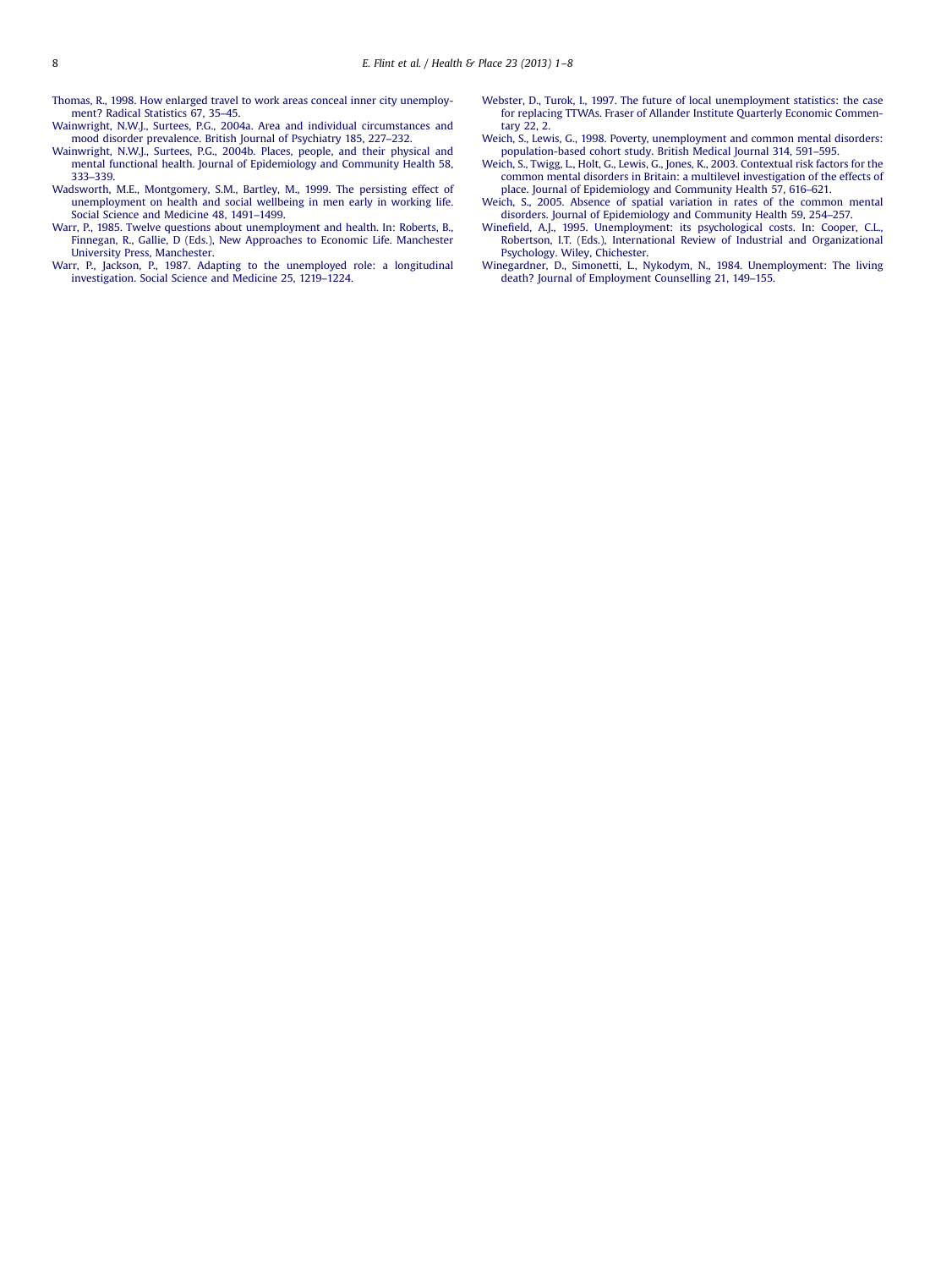Thomas, R., 1998. How enlarged travel to work areas conceal inner city unemployment? Radical Statistics 67, 35–45.

Wainwright, N.W.J., Surtees, P.G., 2004a. Area and individual circumstances and mood disorder prevalence. British Journal of Psychiatry 185, 227–232.

Wainwright, N.W.J., Surtees, P.G., 2004b. Places, people, and their physical and mental functional health. Journal of Epidemiology and Community Health 58, 333–339.

Wadsworth, M.E., Montgomery, S.M., Bartley, M., 1999. The persisting effect of unemployment on health and social wellbeing in men early in working life. Social Science and Medicine 48, 1491–1499.

Warr, P., 1985. Twelve questions about unemployment and health. In: Roberts, B., Finnegan, R., Gallie, D (Eds.), New Approaches to Economic Life. Manchester University Press, Manchester.

Warr, P., Jackson, P., 1987. Adapting to the unemployed role: a longitudinal investigation. Social Science and Medicine 25, 1219–1224.

Webster, D., Turok, I., 1997. The future of local unemployment statistics: the case for replacing TTWAs. Fraser of Allander Institute Quarterly Economic Commentary 22, 2.

Weich, S., Lewis, G., 1998. Poverty, unemployment and common mental disorders: population-based cohort study. British Medical Journal 314, 591–595.

Weich, S., Twigg, L., Holt, G., Lewis, G., Jones, K., 2003. Contextual risk factors for the common mental disorders in Britain: a multilevel investigation of the effects of place. Journal of Epidemiology and Community Health 57, 616–621.

Weich, S., 2005. Absence of spatial variation in rates of the common mental disorders. Journal of Epidemiology and Community Health 59, 254–257.

Winefield, A.J., 1995. Unemployment: its psychological costs. In: Cooper, C.L., Robertson, I.T. (Eds.), International Review of Industrial and Organizational Psychology. Wiley, Chichester.

Winegardner, D., Simonetti, L., Nykodym, N., 1984. Unemployment: The living death? Journal of Employment Counselling 21, 149–155.